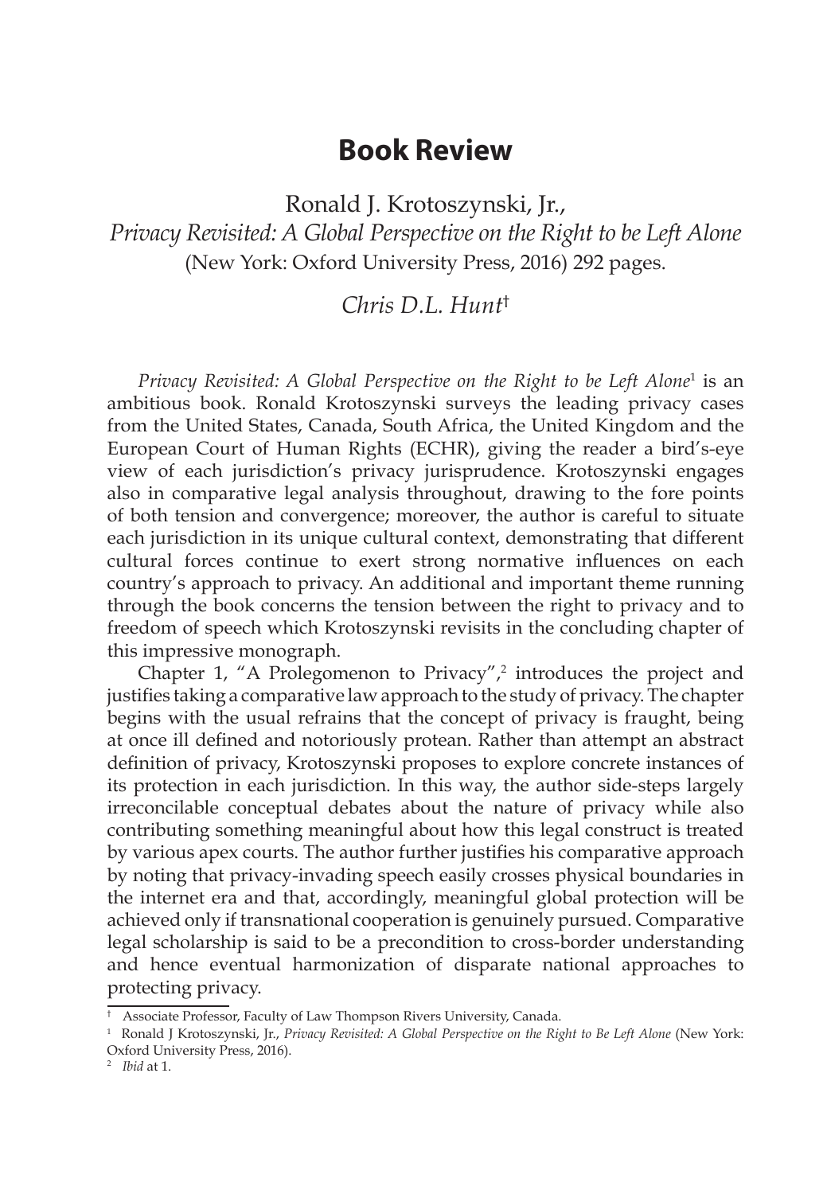# Book Review

Ronald J. Krotoszynski, Jr.,
*Privacy Revisited: A Global Perspective on the Right to be Left Alone*
(New York: Oxford University Press, 2016) 292 pages.

*Chris D.L. Hunt*[†]

*Privacy Revisited: A Global Perspective on the Right to be Left Alone*[1] is an ambitious book. Ronald Krotoszynski surveys the leading privacy cases from the United States, Canada, South Africa, the United Kingdom and the European Court of Human Rights (ECHR), giving the reader a bird's-eye view of each jurisdiction's privacy jurisprudence. Krotoszynski engages also in comparative legal analysis throughout, drawing to the fore points of both tension and convergence; moreover, the author is careful to situate each jurisdiction in its unique cultural context, demonstrating that different cultural forces continue to exert strong normative influences on each country's approach to privacy. An additional and important theme running through the book concerns the tension between the right to privacy and to freedom of speech which Krotoszynski revisits in the concluding chapter of this impressive monograph.

Chapter 1, "A Prolegomenon to Privacy",[2] introduces the project and justifies taking a comparative law approach to the study of privacy. The chapter begins with the usual refrains that the concept of privacy is fraught, being at once ill defined and notoriously protean. Rather than attempt an abstract definition of privacy, Krotoszynski proposes to explore concrete instances of its protection in each jurisdiction. In this way, the author side-steps largely irreconcilable conceptual debates about the nature of privacy while also contributing something meaningful about how this legal construct is treated by various apex courts. The author further justifies his comparative approach by noting that privacy-invading speech easily crosses physical boundaries in the internet era and that, accordingly, meaningful global protection will be achieved only if transnational cooperation is genuinely pursued. Comparative legal scholarship is said to be a precondition to cross-border understanding and hence eventual harmonization of disparate national approaches to protecting privacy.

---

[†] Associate Professor, Faculty of Law Thompson Rivers University, Canada.

[1] Ronald J Krotoszynski, Jr., *Privacy Revisited: A Global Perspective on the Right to Be Left Alone* (New York: Oxford University Press, 2016).

[2] *Ibid* at 1.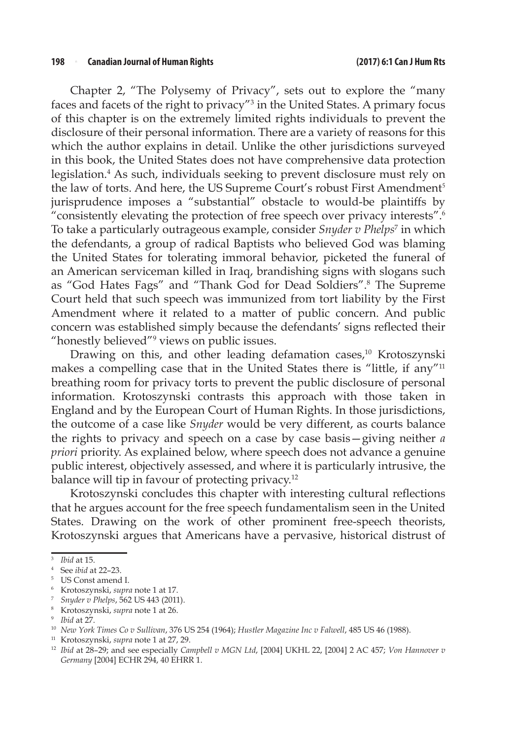Chapter 2, "The Polysemy of Privacy", sets out to explore the "many faces and facets of the right to privacy"[3] in the United States. A primary focus of this chapter is on the extremely limited rights individuals to prevent the disclosure of their personal information. There are a variety of reasons for this which the author explains in detail. Unlike the other jurisdictions surveyed in this book, the United States does not have comprehensive data protection legislation.[4] As such, individuals seeking to prevent disclosure must rely on the law of torts. And here, the US Supreme Court's robust First Amendment[5] jurisprudence imposes a "substantial" obstacle to would-be plaintiffs by "consistently elevating the protection of free speech over privacy interests".[6] To take a particularly outrageous example, consider *Snyder v Phelps*[7] in which the defendants, a group of radical Baptists who believed God was blaming the United States for tolerating immoral behavior, picketed the funeral of an American serviceman killed in Iraq, brandishing signs with slogans such as "God Hates Fags" and "Thank God for Dead Soldiers".[8] The Supreme Court held that such speech was immunized from tort liability by the First Amendment where it related to a matter of public concern. And public concern was established simply because the defendants' signs reflected their "honestly believed"[9] views on public issues.

Drawing on this, and other leading defamation cases,[10] Krotoszynski makes a compelling case that in the United States there is "little, if any"[11] breathing room for privacy torts to prevent the public disclosure of personal information. Krotoszynski contrasts this approach with those taken in England and by the European Court of Human Rights. In those jurisdictions, the outcome of a case like *Snyder* would be very different, as courts balance the rights to privacy and speech on a case by case basis—giving neither *a priori* priority. As explained below, where speech does not advance a genuine public interest, objectively assessed, and where it is particularly intrusive, the balance will tip in favour of protecting privacy.[12]

Krotoszynski concludes this chapter with interesting cultural reflections that he argues account for the free speech fundamentalism seen in the United States. Drawing on the work of other prominent free-speech theorists, Krotoszynski argues that Americans have a pervasive, historical distrust of

---

[3] *Ibid* at 15.

[4] See *ibid* at 22–23.

[5] US Const amend I.

[6] Krotoszynski, *supra* note 1 at 17.

[7] *Snyder v Phelps*, 562 US 443 (2011).

[8] Krotoszynski, *supra* note 1 at 26.

[9] *Ibid* at 27.

[10] *New York Times Co v Sullivan*, 376 US 254 (1964); *Hustler Magazine Inc v Falwell*, 485 US 46 (1988).

[11] Krotoszynski, *supra* note 1 at 27, 29.

[12] *Ibid* at 28–29; and see especially *Campbell v MGN Ltd*, [2004] UKHL 22, [2004] 2 AC 457; *Von Hannover v Germany* [2004] ECHR 294, 40 EHRR 1.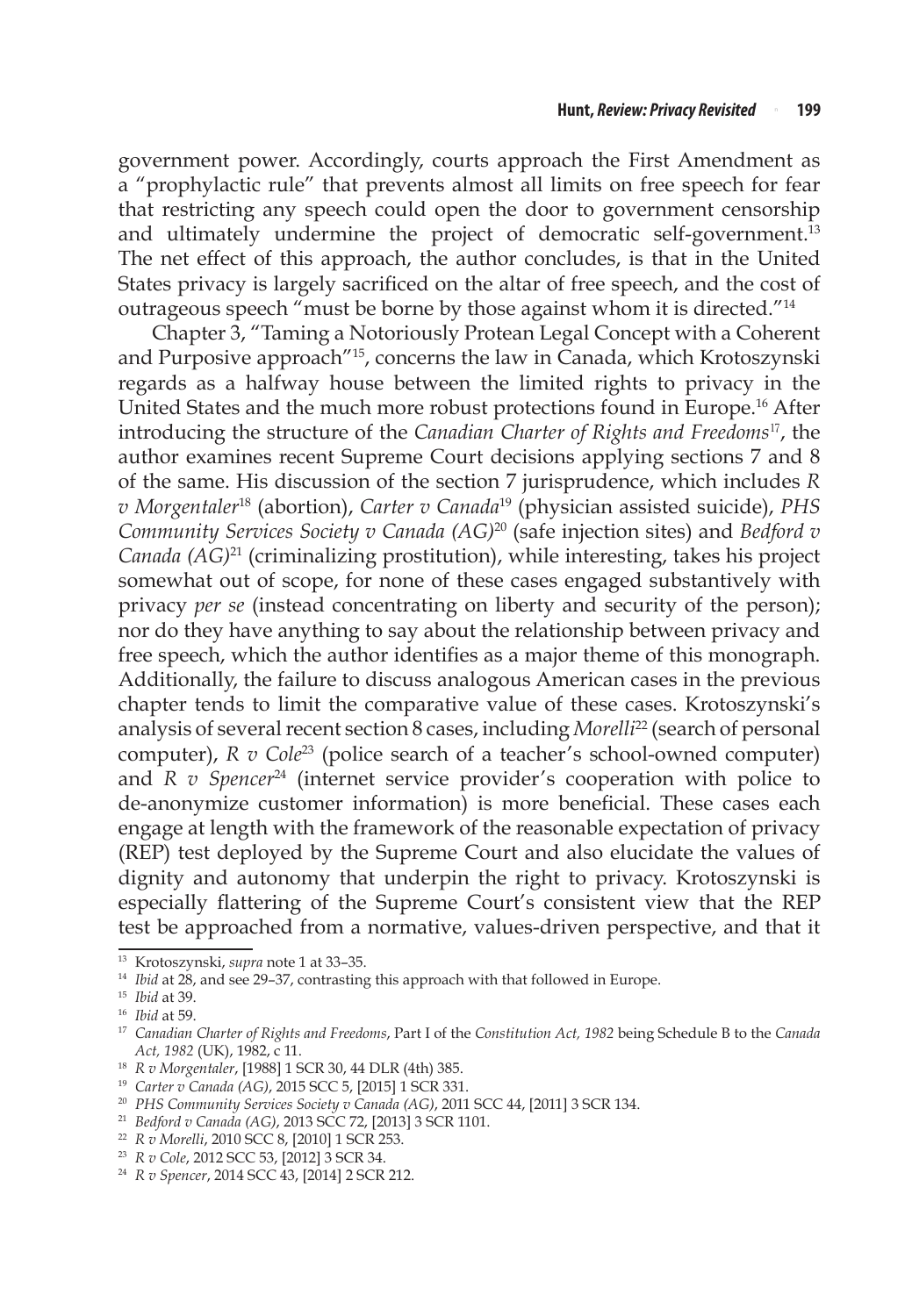government power. Accordingly, courts approach the First Amendment as a "prophylactic rule" that prevents almost all limits on free speech for fear that restricting any speech could open the door to government censorship and ultimately undermine the project of democratic self-government.[13] The net effect of this approach, the author concludes, is that in the United States privacy is largely sacrificed on the altar of free speech, and the cost of outrageous speech "must be borne by those against whom it is directed."[14]

Chapter 3, "Taming a Notoriously Protean Legal Concept with a Coherent and Purposive approach"[15], concerns the law in Canada, which Krotoszynski regards as a halfway house between the limited rights to privacy in the United States and the much more robust protections found in Europe.[16] After introducing the structure of the *Canadian Charter of Rights and Freedoms*[17], the author examines recent Supreme Court decisions applying sections 7 and 8 of the same. His discussion of the section 7 jurisprudence, which includes *R v Morgentaler*[18] (abortion), *Carter v Canada*[19] (physician assisted suicide), *PHS Community Services Society v Canada (AG)*[20] (safe injection sites) and *Bedford v Canada (AG)*[21] (criminalizing prostitution), while interesting, takes his project somewhat out of scope, for none of these cases engaged substantively with privacy *per se* (instead concentrating on liberty and security of the person); nor do they have anything to say about the relationship between privacy and free speech, which the author identifies as a major theme of this monograph. Additionally, the failure to discuss analogous American cases in the previous chapter tends to limit the comparative value of these cases. Krotoszynski's analysis of several recent section 8 cases, including *Morelli*[22] (search of personal computer), *R v Cole*[23] (police search of a teacher's school-owned computer) and *R v Spencer*[24] (internet service provider's cooperation with police to de-anonymize customer information) is more beneficial. These cases each engage at length with the framework of the reasonable expectation of privacy (REP) test deployed by the Supreme Court and also elucidate the values of dignity and autonomy that underpin the right to privacy. Krotoszynski is especially flattering of the Supreme Court's consistent view that the REP test be approached from a normative, values-driven perspective, and that it

---

[13] Krotoszynski, *supra* note 1 at 33–35.

[14] *Ibid* at 28, and see 29–37, contrasting this approach with that followed in Europe.

[15] *Ibid* at 39.

[16] *Ibid* at 59.

[17] *Canadian Charter of Rights and Freedoms*, Part I of the *Constitution Act, 1982* being Schedule B to the *Canada Act, 1982* (UK), 1982, c 11.

[18] *R v Morgentaler*, [1988] 1 SCR 30, 44 DLR (4th) 385.

[19] *Carter v Canada (AG)*, 2015 SCC 5, [2015] 1 SCR 331.

[20] *PHS Community Services Society v Canada (AG)*, 2011 SCC 44, [2011] 3 SCR 134.

[21] *Bedford v Canada (AG)*, 2013 SCC 72, [2013] 3 SCR 1101.

[22] *R v Morelli*, 2010 SCC 8, [2010] 1 SCR 253.

[23] *R v Cole*, 2012 SCC 53, [2012] 3 SCR 34.

[24] *R v Spencer*, 2014 SCC 43, [2014] 2 SCR 212.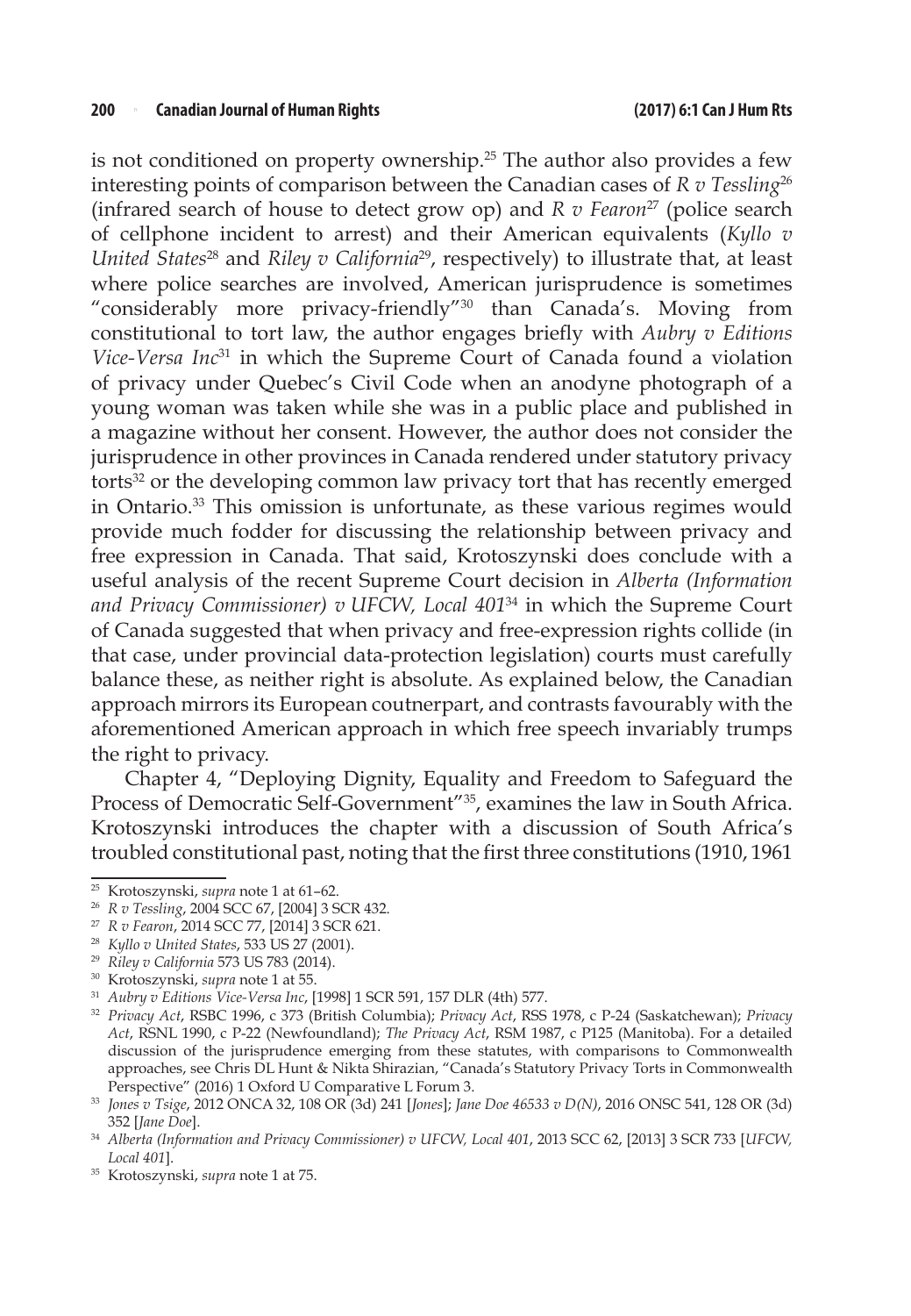is not conditioned on property ownership.[25] The author also provides a few interesting points of comparison between the Canadian cases of *R v Tessling*[26] (infrared search of house to detect grow op) and *R v Fearon*[27] (police search of cellphone incident to arrest) and their American equivalents (*Kyllo v United States*[28] and *Riley v California*[29], respectively) to illustrate that, at least where police searches are involved, American jurisprudence is sometimes "considerably more privacy-friendly"[30] than Canada's. Moving from constitutional to tort law, the author engages briefly with *Aubry v Editions Vice-Versa Inc*[31] in which the Supreme Court of Canada found a violation of privacy under Quebec's Civil Code when an anodyne photograph of a young woman was taken while she was in a public place and published in a magazine without her consent. However, the author does not consider the jurisprudence in other provinces in Canada rendered under statutory privacy torts[32] or the developing common law privacy tort that has recently emerged in Ontario.[33] This omission is unfortunate, as these various regimes would provide much fodder for discussing the relationship between privacy and free expression in Canada. That said, Krotoszynski does conclude with a useful analysis of the recent Supreme Court decision in *Alberta (Information and Privacy Commissioner) v UFCW, Local 401*[34] in which the Supreme Court of Canada suggested that when privacy and free-expression rights collide (in that case, under provincial data-protection legislation) courts must carefully balance these, as neither right is absolute. As explained below, the Canadian approach mirrors its European coutnerpart, and contrasts favourably with the aforementioned American approach in which free speech invariably trumps the right to privacy.

Chapter 4, "Deploying Dignity, Equality and Freedom to Safeguard the Process of Democratic Self-Government"[35], examines the law in South Africa. Krotoszynski introduces the chapter with a discussion of South Africa's troubled constitutional past, noting that the first three constitutions (1910, 1961

---

[25] Krotoszynski, *supra* note 1 at 61–62.

[26] *R v Tessling*, 2004 SCC 67, [2004] 3 SCR 432.

[27] *R v Fearon*, 2014 SCC 77, [2014] 3 SCR 621.

[28] *Kyllo v United States*, 533 US 27 (2001).

[29] *Riley v California* 573 US 783 (2014).

[30] Krotoszynski, *supra* note 1 at 55.

[31] *Aubry v Editions Vice-Versa Inc*, [1998] 1 SCR 591, 157 DLR (4th) 577.

[32] *Privacy Act*, RSBC 1996, c 373 (British Columbia); *Privacy Act*, RSS 1978, c P-24 (Saskatchewan); *Privacy Act*, RSNL 1990, c P-22 (Newfoundland); *The Privacy Act*, RSM 1987, c P125 (Manitoba). For a detailed discussion of the jurisprudence emerging from these statutes, with comparisons to Commonwealth approaches, see Chris DL Hunt & Nikta Shirazian, "Canada's Statutory Privacy Torts in Commonwealth Perspective" (2016) 1 Oxford U Comparative L Forum 3.

[33] *Jones v Tsige*, 2012 ONCA 32, 108 OR (3d) 241 [*Jones*]; *Jane Doe 46533 v D(N)*, 2016 ONSC 541, 128 OR (3d) 352 [*Jane Doe*].

[34] *Alberta (Information and Privacy Commissioner) v UFCW, Local 401*, 2013 SCC 62, [2013] 3 SCR 733 [*UFCW, Local 401*].

[35] Krotoszynski, *supra* note 1 at 75.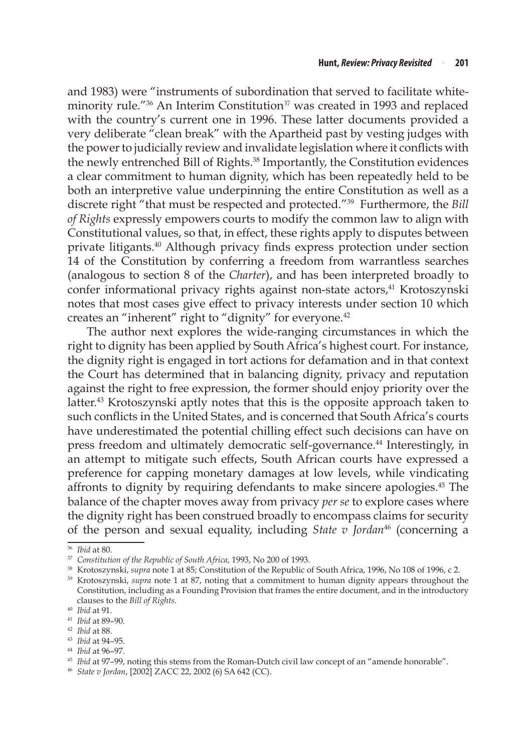and 1983) were "instruments of subordination that served to facilitate white-minority rule."[36] An Interim Constitution[37] was created in 1993 and replaced with the country's current one in 1996. These latter documents provided a very deliberate "clean break" with the Apartheid past by vesting judges with the power to judicially review and invalidate legislation where it conflicts with the newly entrenched Bill of Rights.[38] Importantly, the Constitution evidences a clear commitment to human dignity, which has been repeatedly held to be both an interpretive value underpinning the entire Constitution as well as a discrete right "that must be respected and protected."[39] Furthermore, the *Bill of Rights* expressly empowers courts to modify the common law to align with Constitutional values, so that, in effect, these rights apply to disputes between private litigants.[40] Although privacy finds express protection under section 14 of the Constitution by conferring a freedom from warrantless searches (analogous to section 8 of the *Charter*), and has been interpreted broadly to confer informational privacy rights against non-state actors,[41] Krotoszynski notes that most cases give effect to privacy interests under section 10 which creates an "inherent" right to "dignity" for everyone.[42]

The author next explores the wide-ranging circumstances in which the right to dignity has been applied by South Africa's highest court. For instance, the dignity right is engaged in tort actions for defamation and in that context the Court has determined that in balancing dignity, privacy and reputation against the right to free expression, the former should enjoy priority over the latter.[43] Krotoszynski aptly notes that this is the opposite approach taken to such conflicts in the United States, and is concerned that South Africa's courts have underestimated the potential chilling effect such decisions can have on press freedom and ultimately democratic self-governance.[44] Interestingly, in an attempt to mitigate such effects, South African courts have expressed a preference for capping monetary damages at low levels, while vindicating affronts to dignity by requiring defendants to make sincere apologies.[45] The balance of the chapter moves away from privacy *per se* to explore cases where the dignity right has been construed broadly to encompass claims for security of the person and sexual equality, including *State v Jordan*[46] (concerning a

---

[36] *Ibid* at 80.

[37] *Constitution of the Republic of South Africa*, 1993, No 200 of 1993.

[38] Krotoszynski, *supra* note 1 at 85; Constitution of the Republic of South Africa, 1996, No 108 of 1996, c 2.

[39] Krotoszynski, *supra* note 1 at 87, noting that a commitment to human dignity appears throughout the Constitution, including as a Founding Provision that frames the entire document, and in the introductory clauses to the *Bill of Rights*.

[40] *Ibid* at 91.

[41] *Ibid* at 89–90.

[42] *Ibid* at 88.

[43] *Ibid* at 94–95.

[44] *Ibid* at 96–97.

[45] *Ibid* at 97–99, noting this stems from the Roman-Dutch civil law concept of an "amende honorable".

[46] *State v Jordan*, [2002] ZACC 22, 2002 (6) SA 642 (CC).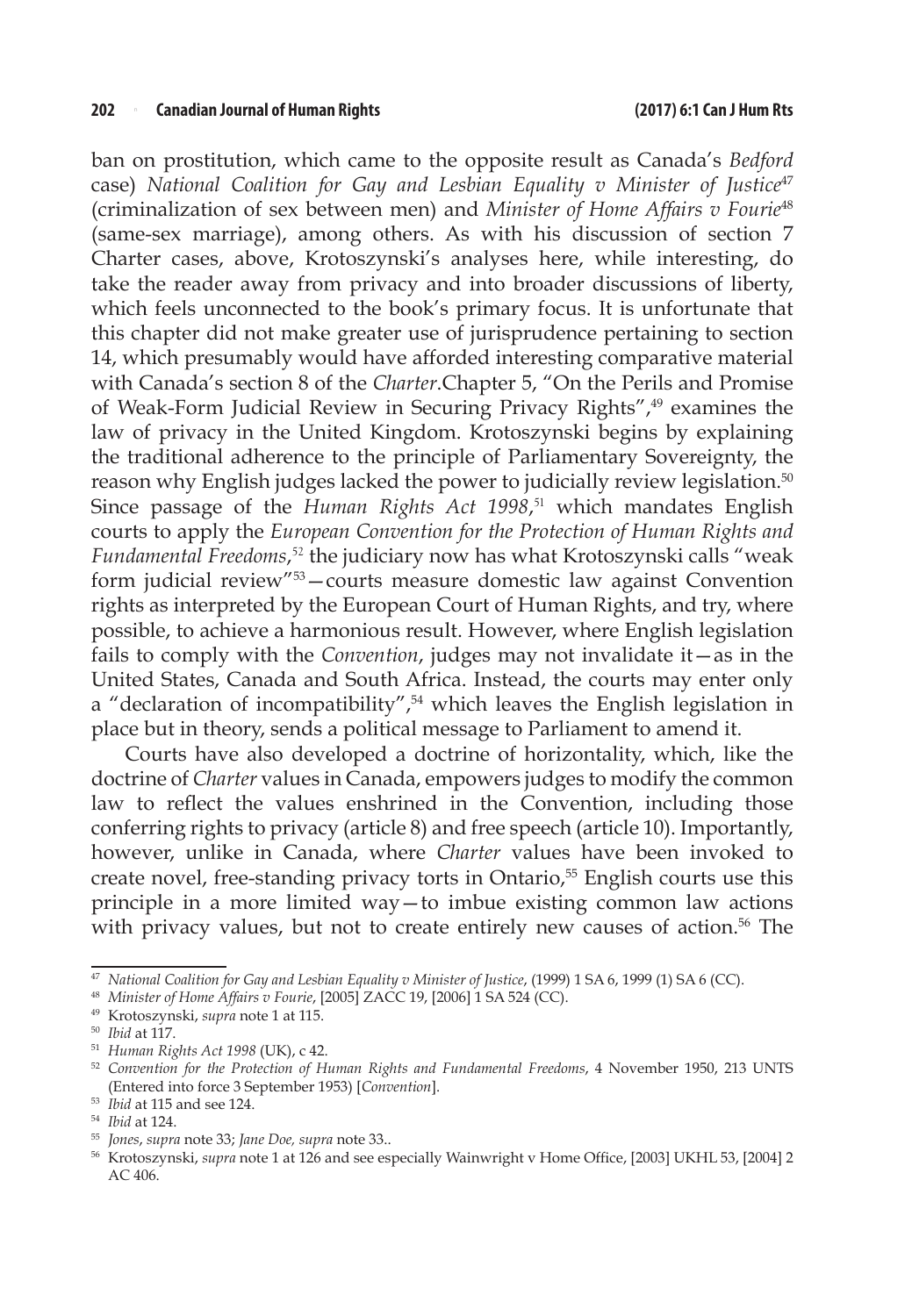ban on prostitution, which came to the opposite result as Canada's *Bedford* case) *National Coalition for Gay and Lesbian Equality v Minister of Justice*[47] (criminalization of sex between men) and *Minister of Home Affairs v Fourie*[48] (same-sex marriage), among others. As with his discussion of section 7 Charter cases, above, Krotoszynski's analyses here, while interesting, do take the reader away from privacy and into broader discussions of liberty, which feels unconnected to the book's primary focus. It is unfortunate that this chapter did not make greater use of jurisprudence pertaining to section 14, which presumably would have afforded interesting comparative material with Canada's section 8 of the *Charter*.Chapter 5, "On the Perils and Promise of Weak-Form Judicial Review in Securing Privacy Rights",[49] examines the law of privacy in the United Kingdom. Krotoszynski begins by explaining the traditional adherence to the principle of Parliamentary Sovereignty, the reason why English judges lacked the power to judicially review legislation.[50] Since passage of the *Human Rights Act 1998*,[51] which mandates English courts to apply the *European Convention for the Protection of Human Rights and Fundamental Freedoms*,[52] the judiciary now has what Krotoszynski calls "weak form judicial review"[53]—courts measure domestic law against Convention rights as interpreted by the European Court of Human Rights, and try, where possible, to achieve a harmonious result. However, where English legislation fails to comply with the *Convention*, judges may not invalidate it—as in the United States, Canada and South Africa. Instead, the courts may enter only a "declaration of incompatibility",[54] which leaves the English legislation in place but in theory, sends a political message to Parliament to amend it.

Courts have also developed a doctrine of horizontality, which, like the doctrine of *Charter* values in Canada, empowers judges to modify the common law to reflect the values enshrined in the Convention, including those conferring rights to privacy (article 8) and free speech (article 10). Importantly, however, unlike in Canada, where *Charter* values have been invoked to create novel, free-standing privacy torts in Ontario,[55] English courts use this principle in a more limited way—to imbue existing common law actions with privacy values, but not to create entirely new causes of action.[56] The

---

[47] *National Coalition for Gay and Lesbian Equality v Minister of Justice*, (1999) 1 SA 6, 1999 (1) SA 6 (CC).

[48] *Minister of Home Affairs v Fourie*, [2005] ZACC 19, [2006] 1 SA 524 (CC).

[49] Krotoszynski, *supra* note 1 at 115.

[50] *Ibid* at 117.

[51] *Human Rights Act 1998* (UK), c 42.

[52] *Convention for the Protection of Human Rights and Fundamental Freedoms*, 4 November 1950, 213 UNTS (Entered into force 3 September 1953) [*Convention*].

[53] *Ibid* at 115 and see 124.

[54] *Ibid* at 124.

[55] *Jones*, *supra* note 33; *Jane Doe, supra* note 33..

[56] Krotoszynski, *supra* note 1 at 126 and see especially Wainwright v Home Office, [2003] UKHL 53, [2004] 2 AC 406.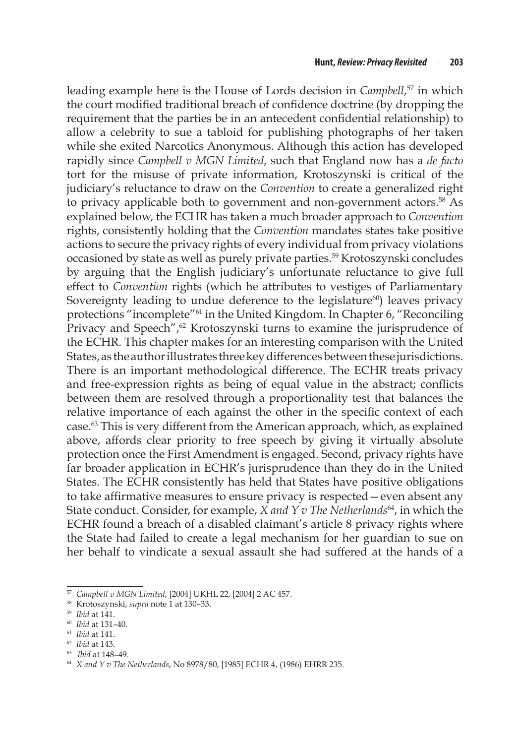leading example here is the House of Lords decision in *Campbell*,[57] in which the court modified traditional breach of confidence doctrine (by dropping the requirement that the parties be in an antecedent confidential relationship) to allow a celebrity to sue a tabloid for publishing photographs of her taken while she exited Narcotics Anonymous. Although this action has developed rapidly since *Campbell v MGN Limited*, such that England now has a *de facto* tort for the misuse of private information, Krotoszynski is critical of the judiciary's reluctance to draw on the *Convention* to create a generalized right to privacy applicable both to government and non-government actors.[58] As explained below, the ECHR has taken a much broader approach to *Convention* rights, consistently holding that the *Convention* mandates states take positive actions to secure the privacy rights of every individual from privacy violations occasioned by state as well as purely private parties.[59] Krotoszynski concludes by arguing that the English judiciary's unfortunate reluctance to give full effect to *Convention* rights (which he attributes to vestiges of Parliamentary Sovereignty leading to undue deference to the legislature[60]) leaves privacy protections "incomplete"[61] in the United Kingdom. In Chapter 6, "Reconciling Privacy and Speech",[62] Krotoszynski turns to examine the jurisprudence of the ECHR. This chapter makes for an interesting comparison with the United States, as the author illustrates three key differences between these jurisdictions. There is an important methodological difference. The ECHR treats privacy and free-expression rights as being of equal value in the abstract; conflicts between them are resolved through a proportionality test that balances the relative importance of each against the other in the specific context of each case.[63] This is very different from the American approach, which, as explained above, affords clear priority to free speech by giving it virtually absolute protection once the First Amendment is engaged. Second, privacy rights have far broader application in ECHR's jurisprudence than they do in the United States. The ECHR consistently has held that States have positive obligations to take affirmative measures to ensure privacy is respected—even absent any State conduct. Consider, for example, *X and Y v The Netherlands*[64], in which the ECHR found a breach of a disabled claimant's article 8 privacy rights where the State had failed to create a legal mechanism for her guardian to sue on her behalf to vindicate a sexual assault she had suffered at the hands of a

---

[57] *Campbell v MGN Limited*, [2004] UKHL 22, [2004] 2 AC 457.

[58] Krotoszynski, *supra* note 1 at 130–33.

[59] *Ibid* at 141.

[60] *Ibid* at 131–40.

[61] *Ibid* at 141.

[62] *Ibid* at 143.

[63] *Ibid* at 148–49.

[64] *X and Y v The Netherlands*, No 8978/80, [1985] ECHR 4, (1986) EHRR 235.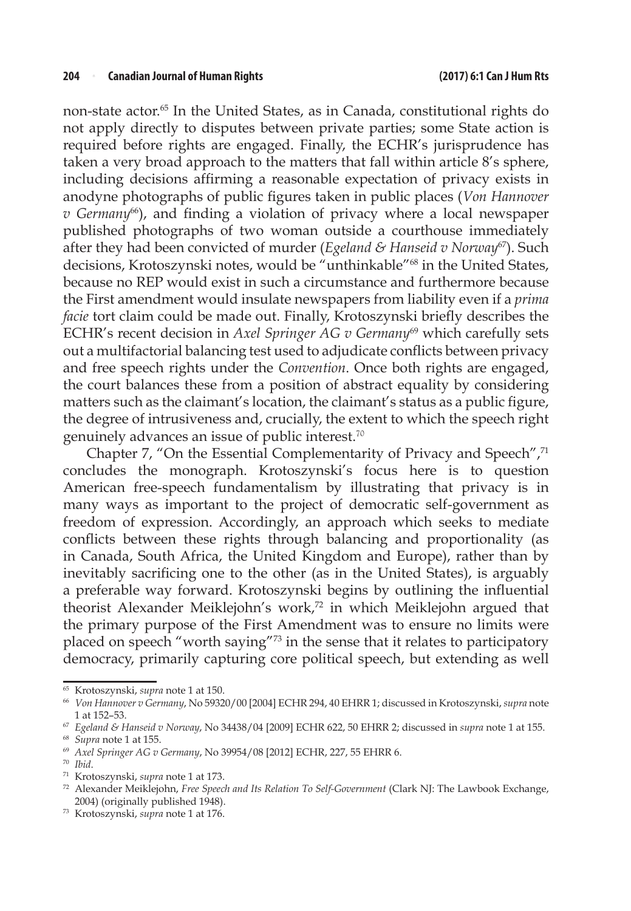non-state actor.[65] In the United States, as in Canada, constitutional rights do not apply directly to disputes between private parties; some State action is required before rights are engaged. Finally, the ECHR's jurisprudence has taken a very broad approach to the matters that fall within article 8's sphere, including decisions affirming a reasonable expectation of privacy exists in anodyne photographs of public figures taken in public places (*Von Hannover v Germany*[66]), and finding a violation of privacy where a local newspaper published photographs of two woman outside a courthouse immediately after they had been convicted of murder (*Egeland & Hanseid v Norway*[67]). Such decisions, Krotoszynski notes, would be "unthinkable"[68] in the United States, because no REP would exist in such a circumstance and furthermore because the First amendment would insulate newspapers from liability even if a *prima facie* tort claim could be made out. Finally, Krotoszynski briefly describes the ECHR's recent decision in *Axel Springer AG v Germany*[69] which carefully sets out a multifactorial balancing test used to adjudicate conflicts between privacy and free speech rights under the *Convention*. Once both rights are engaged, the court balances these from a position of abstract equality by considering matters such as the claimant's location, the claimant's status as a public figure, the degree of intrusiveness and, crucially, the extent to which the speech right genuinely advances an issue of public interest.[70]

Chapter 7, "On the Essential Complementarity of Privacy and Speech",[71] concludes the monograph. Krotoszynski's focus here is to question American free-speech fundamentalism by illustrating that privacy is in many ways as important to the project of democratic self-government as freedom of expression. Accordingly, an approach which seeks to mediate conflicts between these rights through balancing and proportionality (as in Canada, South Africa, the United Kingdom and Europe), rather than by inevitably sacrificing one to the other (as in the United States), is arguably a preferable way forward. Krotoszynski begins by outlining the influential theorist Alexander Meiklejohn's work,[72] in which Meiklejohn argued that the primary purpose of the First Amendment was to ensure no limits were placed on speech "worth saying"[73] in the sense that it relates to participatory democracy, primarily capturing core political speech, but extending as well

---

[65] Krotoszynski, *supra* note 1 at 150.

[66] *Von Hannover v Germany*, No 59320/00 [2004] ECHR 294, 40 EHRR 1; discussed in Krotoszynski, *supra* note 1 at 152–53.

[67] *Egeland & Hanseid v Norway*, No 34438/04 [2009] ECHR 622, 50 EHRR 2; discussed in *supra* note 1 at 155.

[68] *Supra* note 1 at 155.

[69] *Axel Springer AG v Germany*, No 39954/08 [2012] ECHR, 227, 55 EHRR 6.

[70] *Ibid*.

[71] Krotoszynski, *supra* note 1 at 173.

[72] Alexander Meiklejohn, *Free Speech and Its Relation To Self-Government* (Clark NJ: The Lawbook Exchange, 2004) (originally published 1948).

[73] Krotoszynski, *supra* note 1 at 176.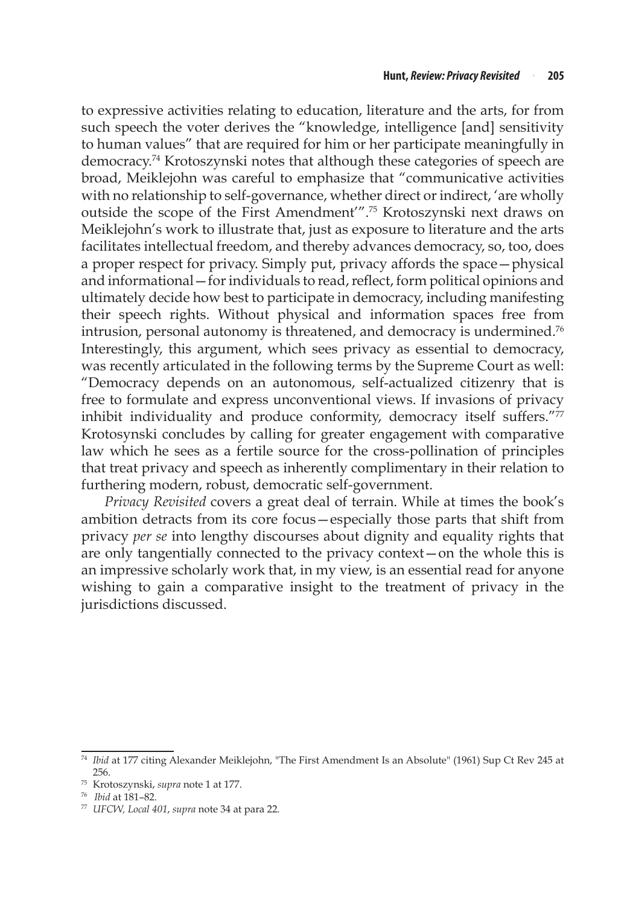to expressive activities relating to education, literature and the arts, for from such speech the voter derives the "knowledge, intelligence [and] sensitivity to human values" that are required for him or her participate meaningfully in democracy.[74] Krotoszynski notes that although these categories of speech are broad, Meiklejohn was careful to emphasize that "communicative activities with no relationship to self-governance, whether direct or indirect, 'are wholly outside the scope of the First Amendment'".[75] Krotoszynski next draws on Meiklejohn's work to illustrate that, just as exposure to literature and the arts facilitates intellectual freedom, and thereby advances democracy, so, too, does a proper respect for privacy. Simply put, privacy affords the space—physical and informational—for individuals to read, reflect, form political opinions and ultimately decide how best to participate in democracy, including manifesting their speech rights. Without physical and information spaces free from intrusion, personal autonomy is threatened, and democracy is undermined.[76] Interestingly, this argument, which sees privacy as essential to democracy, was recently articulated in the following terms by the Supreme Court as well: "Democracy depends on an autonomous, self-actualized citizenry that is free to formulate and express unconventional views. If invasions of privacy inhibit individuality and produce conformity, democracy itself suffers."[77] Krotosynski concludes by calling for greater engagement with comparative law which he sees as a fertile source for the cross-pollination of principles that treat privacy and speech as inherently complimentary in their relation to furthering modern, robust, democratic self-government.

*Privacy Revisited* covers a great deal of terrain. While at times the book's ambition detracts from its core focus—especially those parts that shift from privacy *per se* into lengthy discourses about dignity and equality rights that are only tangentially connected to the privacy context—on the whole this is an impressive scholarly work that, in my view, is an essential read for anyone wishing to gain a comparative insight to the treatment of privacy in the jurisdictions discussed.

---

[74] *Ibid* at 177 citing Alexander Meiklejohn, "The First Amendment Is an Absolute" (1961) Sup Ct Rev 245 at 256.

[75] Krotoszynski, *supra* note 1 at 177.

[76] *Ibid* at 181–82.

[77] *UFCW, Local 401*, *supra* note 34 at para 22.